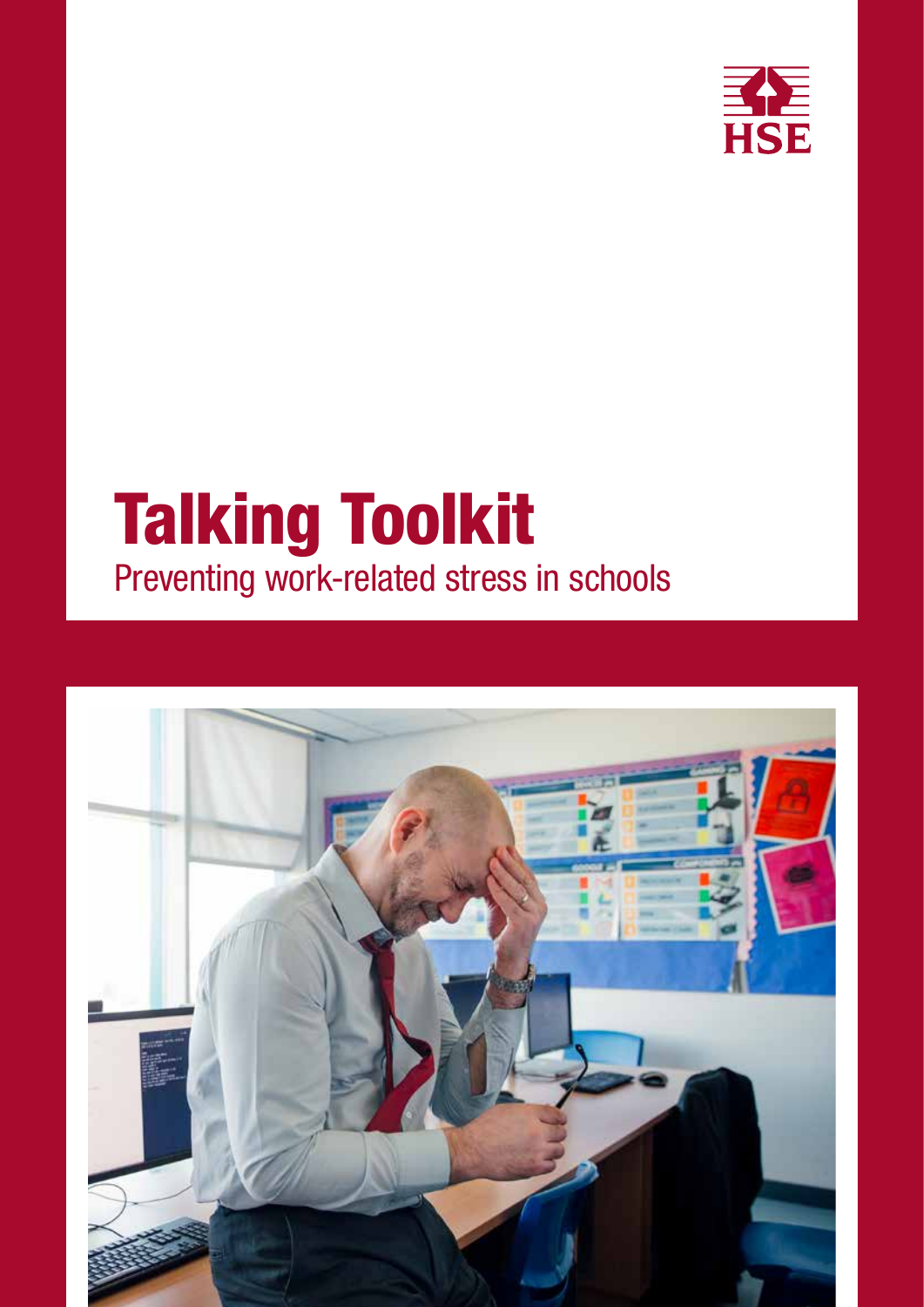HSE

# Talking Toolkit

## Preventing work-related stress in schools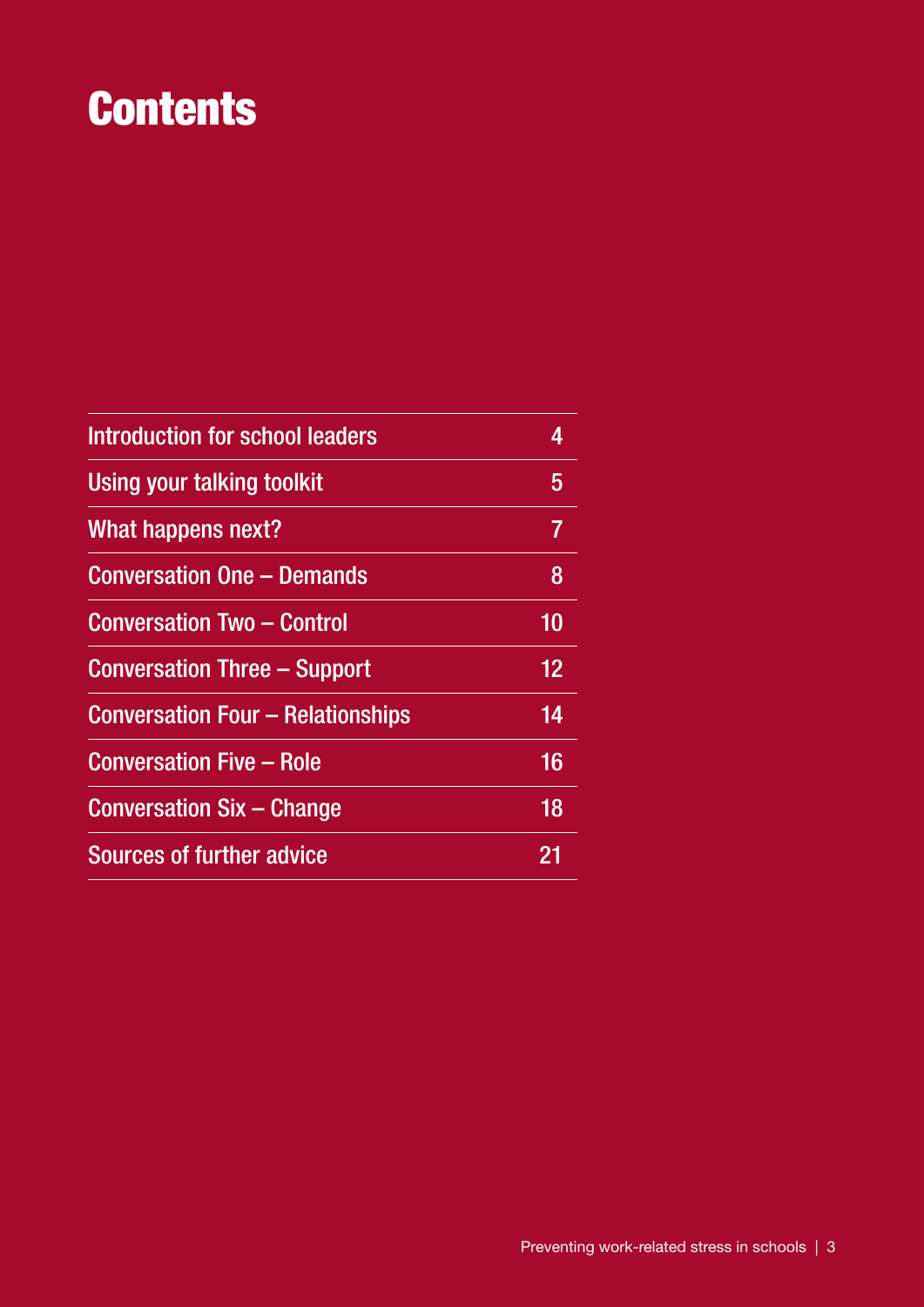# Contents

| | |
|---|---|
| Introduction for school leaders | 4 |
| Using your talking toolkit | 5 |
| What happens next? | 7 |
| Conversation One – Demands | 8 |
| Conversation Two – Control | 10 |
| Conversation Three – Support | 12 |
| Conversation Four – Relationships | 14 |
| Conversation Five – Role | 16 |
| Conversation Six – Change | 18 |
| Sources of further advice | 21 |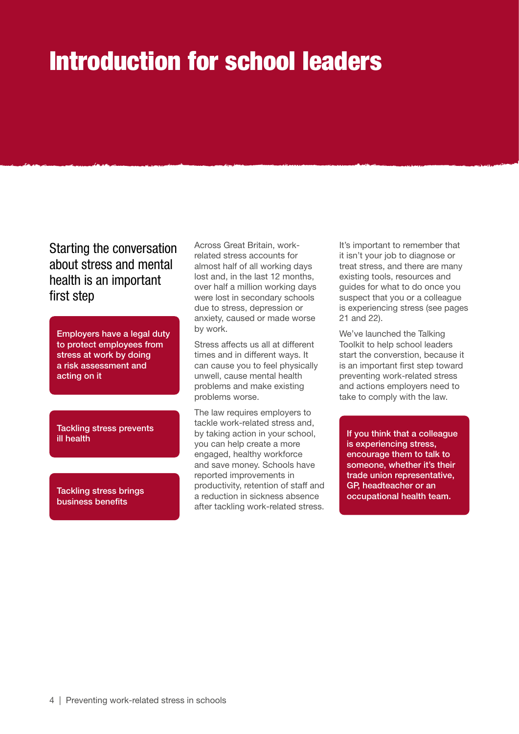# Introduction for school leaders

## Starting the conversation about stress and mental health is an important first step

**Employers have a legal duty to protect employees from stress at work by doing a risk assessment and acting on it**

**Tackling stress prevents ill health**

**Tackling stress brings business benefits**

Across Great Britain, work-related stress accounts for almost half of all working days lost and, in the last 12 months, over half a million working days were lost in secondary schools due to stress, depression or anxiety, caused or made worse by work.

Stress affects us all at different times and in different ways. It can cause you to feel physically unwell, cause mental health problems and make existing problems worse.

The law requires employers to tackle work-related stress and, by taking action in your school, you can help create a more engaged, healthy workforce and save money. Schools have reported improvements in productivity, retention of staff and a reduction in sickness absence after tackling work-related stress.

It's important to remember that it isn't your job to diagnose or treat stress, and there are many existing tools, resources and guides for what to do once you suspect that you or a colleague is experiencing stress (see pages 21 and 22).

We've launched the Talking Toolkit to help school leaders start the converstion, because it is an important first step toward preventing work-related stress and actions employers need to take to comply with the law.

**If you think that a colleague is experiencing stress, encourage them to talk to someone, whether it's their trade union representative, GP, headteacher or an occupational health team.**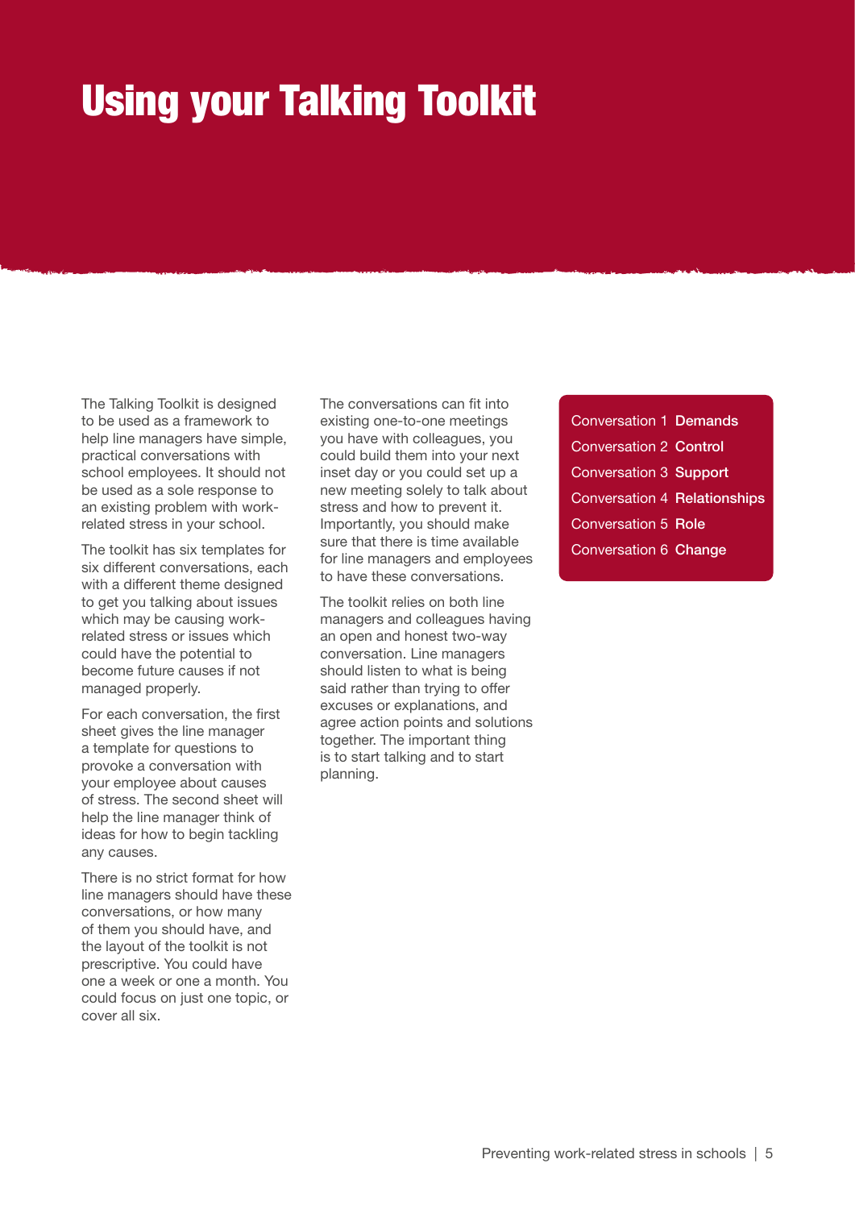# Using your Talking Toolkit

The Talking Toolkit is designed to be used as a framework to help line managers have simple, practical conversations with school employees. It should not be used as a sole response to an existing problem with work-related stress in your school.

The toolkit has six templates for six different conversations, each with a different theme designed to get you talking about issues which may be causing work-related stress or issues which could have the potential to become future causes if not managed properly.

For each conversation, the first sheet gives the line manager a template for questions to provoke a conversation with your employee about causes of stress. The second sheet will help the line manager think of ideas for how to begin tackling any causes.

There is no strict format for how line managers should have these conversations, or how many of them you should have, and the layout of the toolkit is not prescriptive. You could have one a week or one a month. You could focus on just one topic, or cover all six.

The conversations can fit into existing one-to-one meetings you have with colleagues, you could build them into your next inset day or you could set up a new meeting solely to talk about stress and how to prevent it. Importantly, you should make sure that there is time available for line managers and employees to have these conversations.

The toolkit relies on both line managers and colleagues having an open and honest two-way conversation. Line managers should listen to what is being said rather than trying to offer excuses or explanations, and agree action points and solutions together. The important thing is to start talking and to start planning.

- Conversation 1 **Demands**
- Conversation 2 **Control**
- Conversation 3 **Support**
- Conversation 4 **Relationships**
- Conversation 5 **Role**
- Conversation 6 **Change**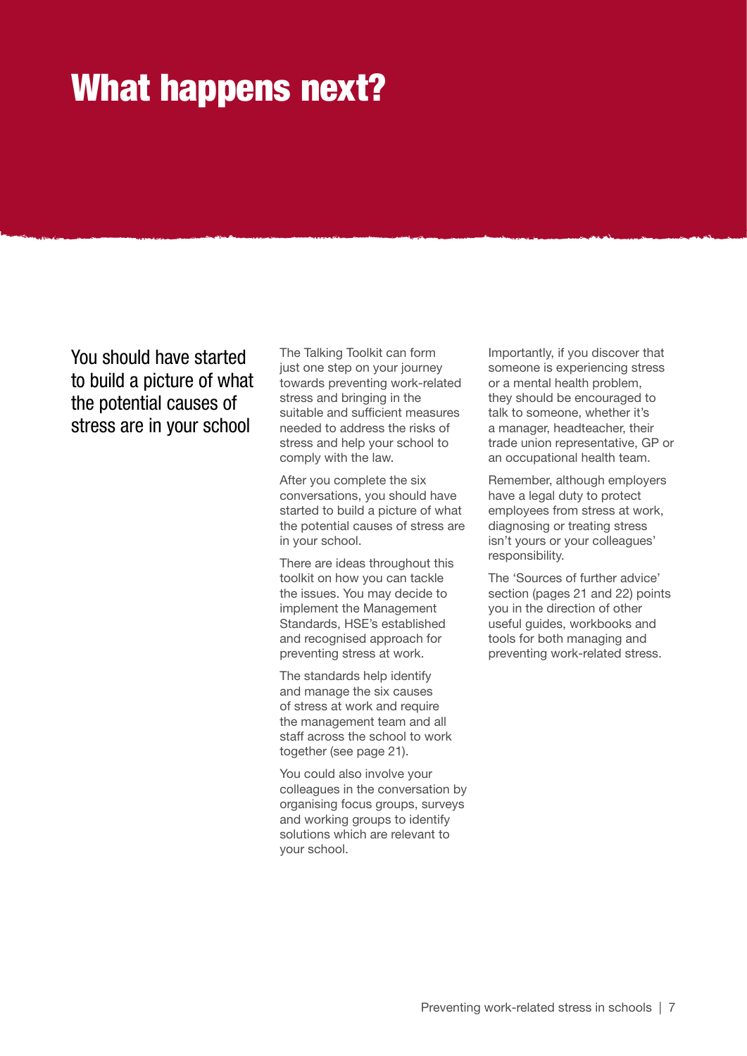# What happens next?

## You should have started to build a picture of what the potential causes of stress are in your school

The Talking Toolkit can form just one step on your journey towards preventing work-related stress and bringing in the suitable and sufficient measures needed to address the risks of stress and help your school to comply with the law.

After you complete the six conversations, you should have started to build a picture of what the potential causes of stress are in your school.

There are ideas throughout this toolkit on how you can tackle the issues. You may decide to implement the Management Standards, HSE's established and recognised approach for preventing stress at work.

The standards help identify and manage the six causes of stress at work and require the management team and all staff across the school to work together (see page 21).

You could also involve your colleagues in the conversation by organising focus groups, surveys and working groups to identify solutions which are relevant to your school.

Importantly, if you discover that someone is experiencing stress or a mental health problem, they should be encouraged to talk to someone, whether it's a manager, headteacher, their trade union representative, GP or an occupational health team.

Remember, although employers have a legal duty to protect employees from stress at work, diagnosing or treating stress isn't yours or your colleagues' responsibility.

The 'Sources of further advice' section (pages 21 and 22) points you in the direction of other useful guides, workbooks and tools for both managing and preventing work-related stress.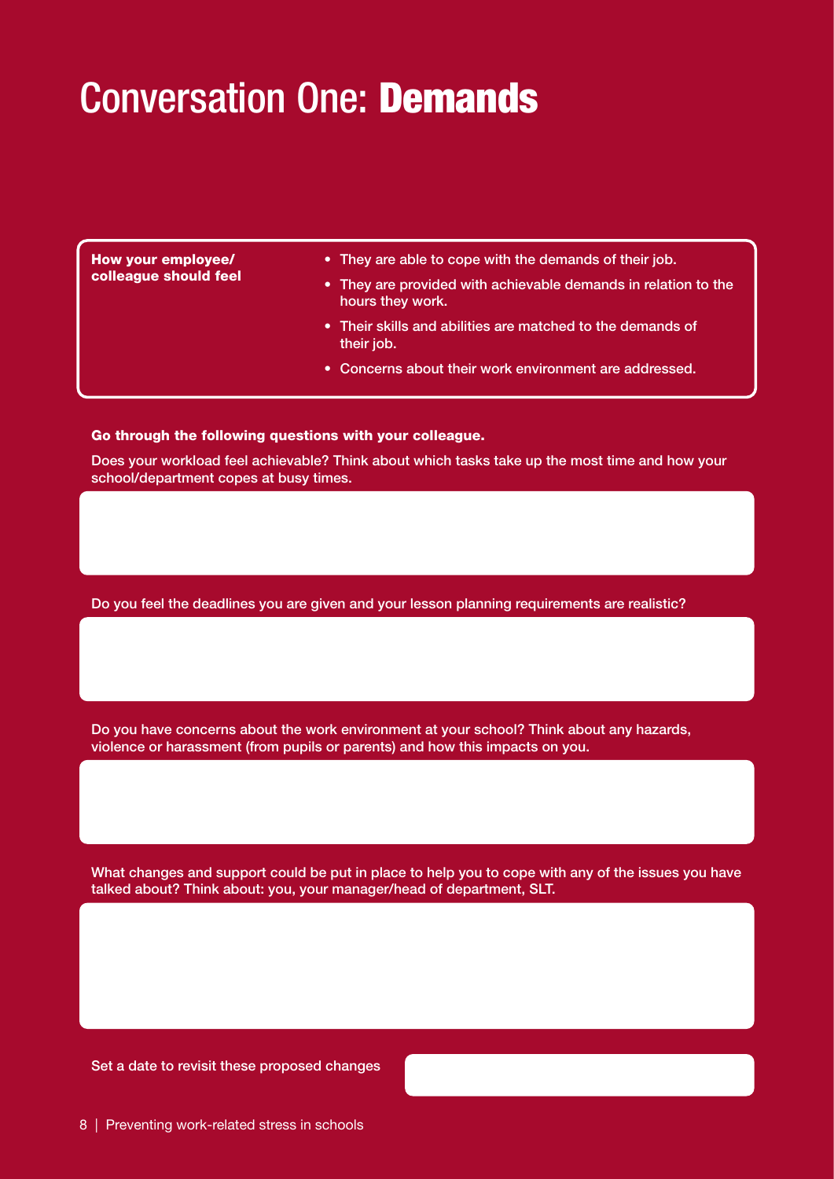# Conversation One: **Demands**

| How your employee/ colleague should feel | |
|---|---|
| | • They are able to cope with the demands of their job.<br>• They are provided with achievable demands in relation to the hours they work.<br>• Their skills and abilities are matched to the demands of their job.<br>• Concerns about their work environment are addressed. |

**Go through the following questions with your colleague.**

Does your workload feel achievable? Think about which tasks take up the most time and how your school/department copes at busy times.

Do you feel the deadlines you are given and your lesson planning requirements are realistic?

Do you have concerns about the work environment at your school? Think about any hazards, violence or harassment (from pupils or parents) and how this impacts on you.

What changes and support could be put in place to help you to cope with any of the issues you have talked about? Think about: you, your manager/head of department, SLT.

Set a date to revisit these proposed changes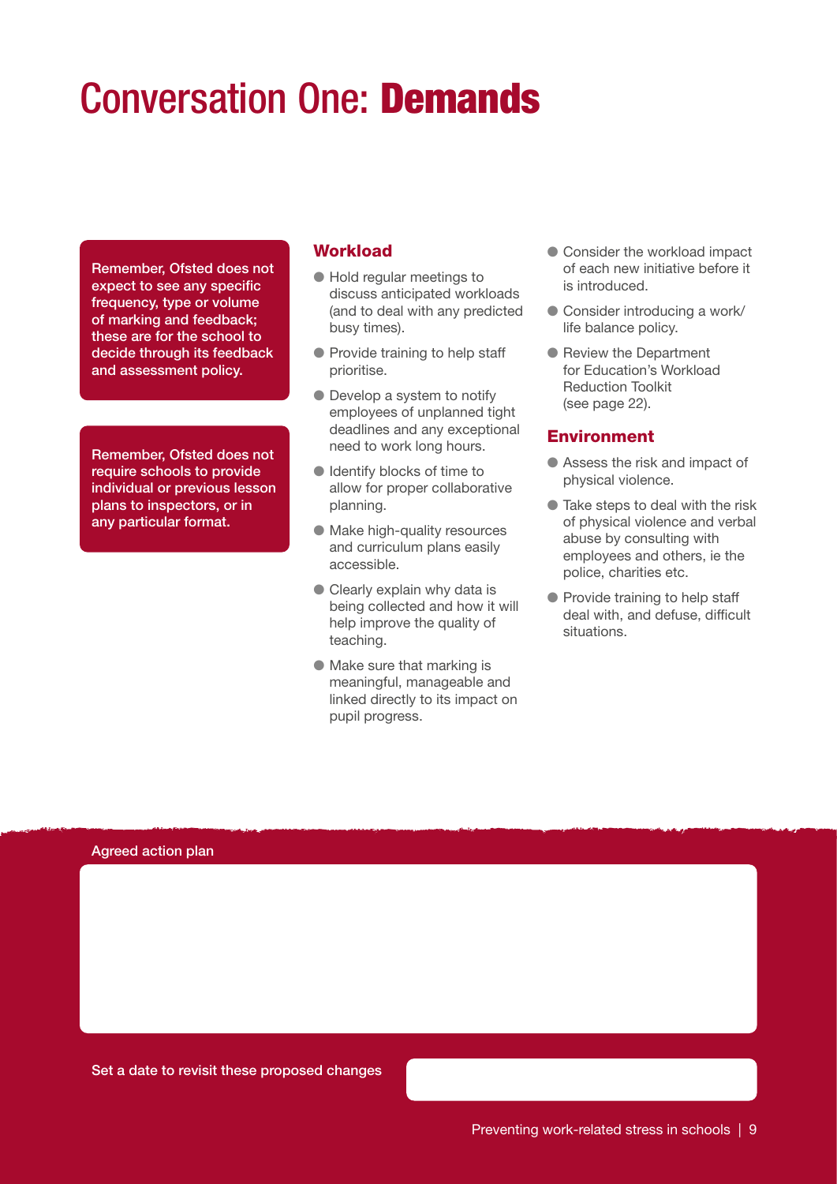# Conversation One: Demands

**Remember, Ofsted does not expect to see any specific frequency, type or volume of marking and feedback; these are for the school to decide through its feedback and assessment policy.**

**Remember, Ofsted does not require schools to provide individual or previous lesson plans to inspectors, or in any particular format.**

## Workload

- Hold regular meetings to discuss anticipated workloads (and to deal with any predicted busy times).
- Provide training to help staff prioritise.
- Develop a system to notify employees of unplanned tight deadlines and any exceptional need to work long hours.
- Identify blocks of time to allow for proper collaborative planning.
- Make high-quality resources and curriculum plans easily accessible.
- Clearly explain why data is being collected and how it will help improve the quality of teaching.
- Make sure that marking is meaningful, manageable and linked directly to its impact on pupil progress.
- Consider the workload impact of each new initiative before it is introduced.
- Consider introducing a work/life balance policy.
- Review the Department for Education's Workload Reduction Toolkit (see page 22).

## Environment

- Assess the risk and impact of physical violence.
- Take steps to deal with the risk of physical violence and verbal abuse by consulting with employees and others, ie the police, charities etc.
- Provide training to help staff deal with, and defuse, difficult situations.

Agreed action plan

Set a date to revisit these proposed changes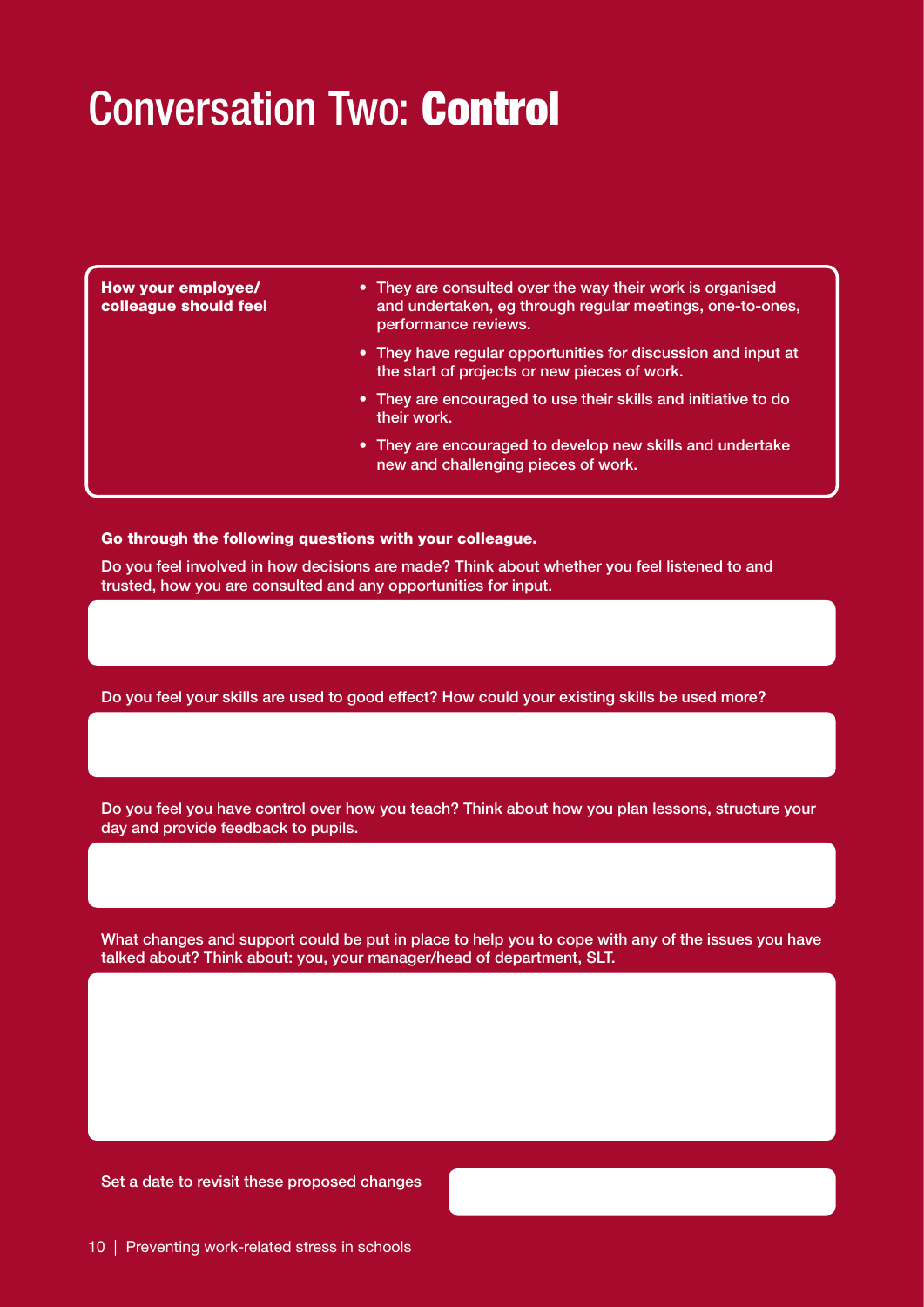# Conversation Two: **Control**

| **How your employee/ colleague should feel** | • They are consulted over the way their work is organised and undertaken, eg through regular meetings, one-to-ones, performance reviews.<br>• They have regular opportunities for discussion and input at the start of projects or new pieces of work.<br>• They are encouraged to use their skills and initiative to do their work.<br>• They are encouraged to develop new skills and undertake new and challenging pieces of work. |
|---|---|

**Go through the following questions with your colleague.**

Do you feel involved in how decisions are made? Think about whether you feel listened to and trusted, how you are consulted and any opportunities for input.

Do you feel your skills are used to good effect? How could your existing skills be used more?

Do you feel you have control over how you teach? Think about how you plan lessons, structure your day and provide feedback to pupils.

What changes and support could be put in place to help you to cope with any of the issues you have talked about? Think about: you, your manager/head of department, SLT.

Set a date to revisit these proposed changes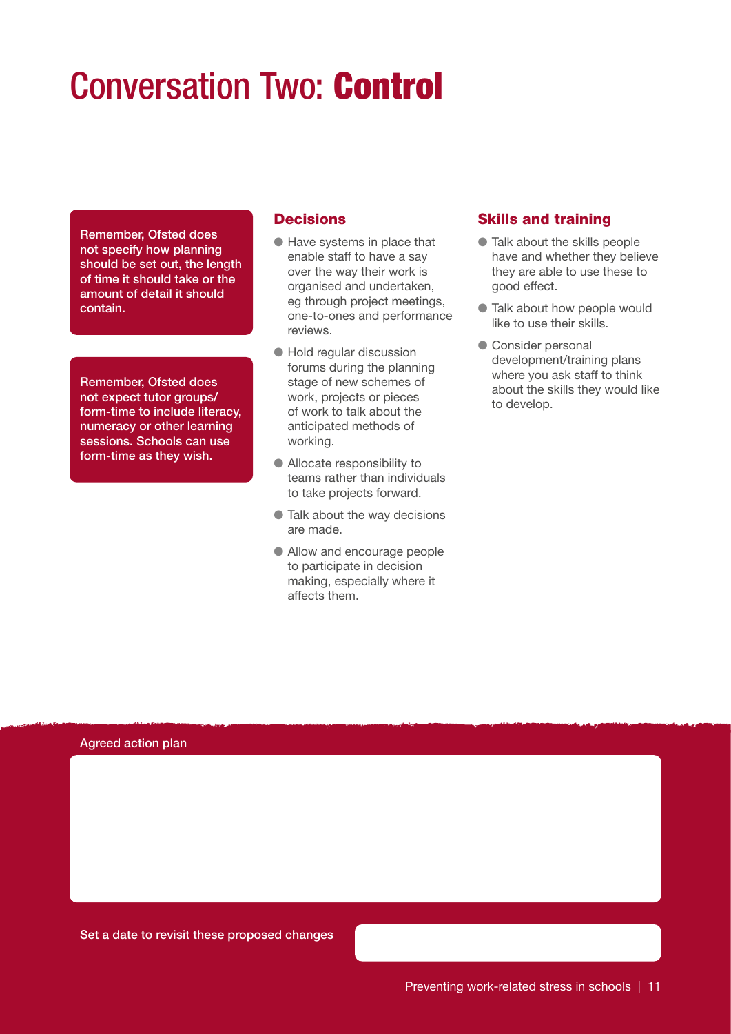# Conversation Two: **Control**

**Remember, Ofsted does not specify how planning should be set out, the length of time it should take or the amount of detail it should contain.**

**Remember, Ofsted does not expect tutor groups/ form-time to include literacy, numeracy or other learning sessions. Schools can use form-time as they wish.**

### Decisions

- Have systems in place that enable staff to have a say over the way their work is organised and undertaken, eg through project meetings, one-to-ones and performance reviews.
- Hold regular discussion forums during the planning stage of new schemes of work, projects or pieces of work to talk about the anticipated methods of working.
- Allocate responsibility to teams rather than individuals to take projects forward.
- Talk about the way decisions are made.
- Allow and encourage people to participate in decision making, especially where it affects them.

### Skills and training

- Talk about the skills people have and whether they believe they are able to use these to good effect.
- Talk about how people would like to use their skills.
- Consider personal development/training plans where you ask staff to think about the skills they would like to develop.

Agreed action plan

Set a date to revisit these proposed changes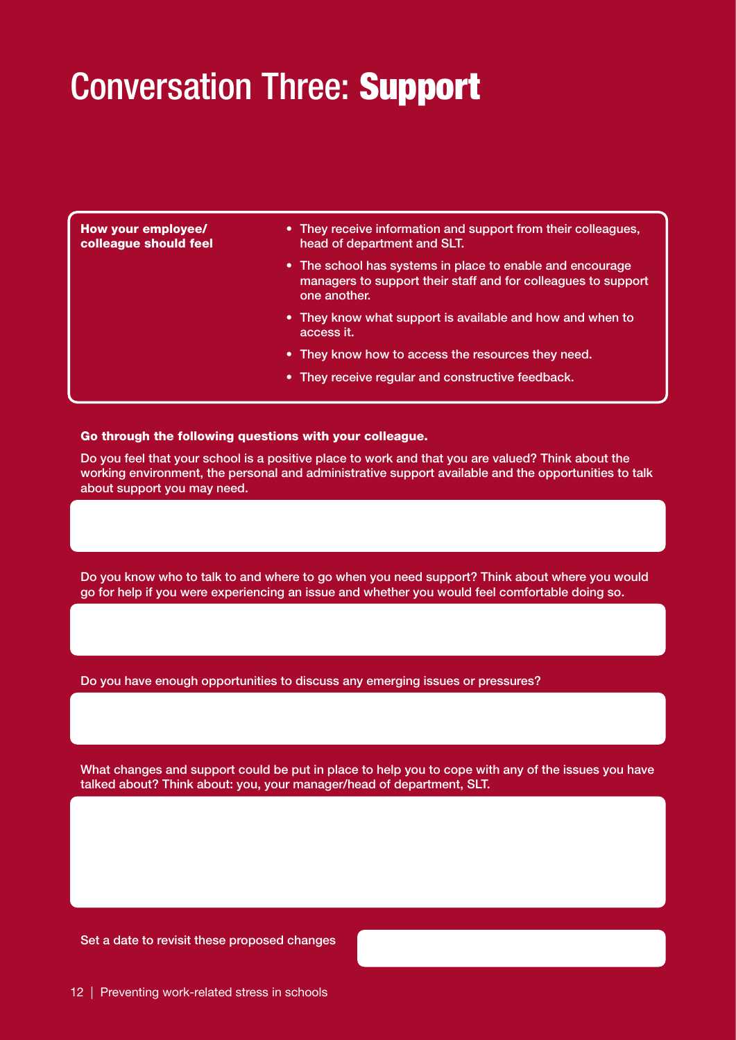# Conversation Three: **Support**

| How your employee/ colleague should feel | |
|---|---|
| | • They receive information and support from their colleagues, head of department and SLT.<br>• The school has systems in place to enable and encourage managers to support their staff and for colleagues to support one another.<br>• They know what support is available and how and when to access it.<br>• They know how to access the resources they need.<br>• They receive regular and constructive feedback. |

**Go through the following questions with your colleague.**

Do you feel that your school is a positive place to work and that you are valued? Think about the working environment, the personal and administrative support available and the opportunities to talk about support you may need.

Do you know who to talk to and where to go when you need support? Think about where you would go for help if you were experiencing an issue and whether you would feel comfortable doing so.

Do you have enough opportunities to discuss any emerging issues or pressures?

What changes and support could be put in place to help you to cope with any of the issues you have talked about? Think about: you, your manager/head of department, SLT.

Set a date to revisit these proposed changes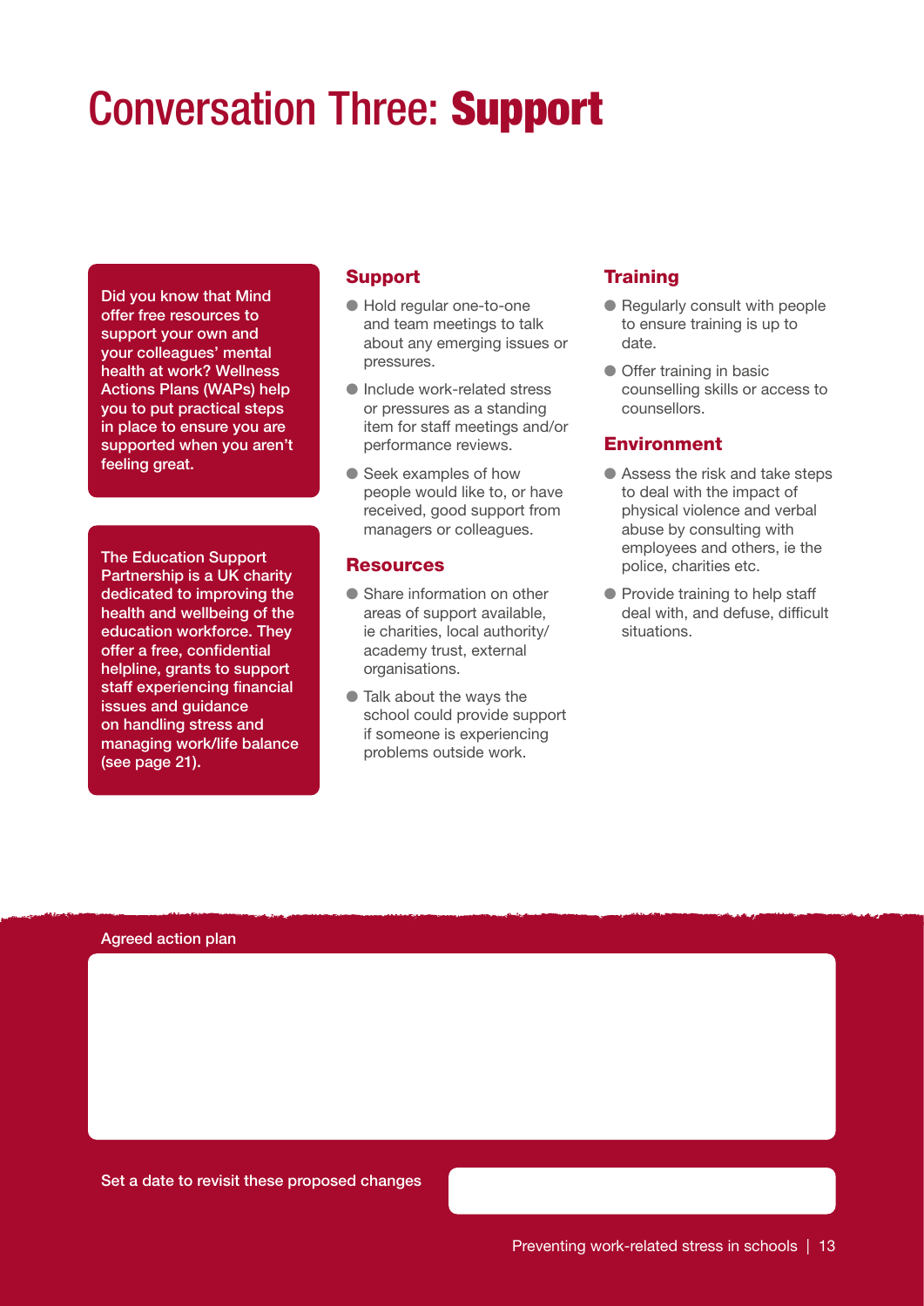# Conversation Three: **Support**

**Did you know that Mind offer free resources to support your own and your colleagues' mental health at work? Wellness Actions Plans (WAPs) help you to put practical steps in place to ensure you are supported when you aren't feeling great.**

**The Education Support Partnership is a UK charity dedicated to improving the health and wellbeing of the education workforce. They offer a free, confidential helpline, grants to support staff experiencing financial issues and guidance on handling stress and managing work/life balance (see page 21).**

## Support

- Hold regular one-to-one and team meetings to talk about any emerging issues or pressures.
- Include work-related stress or pressures as a standing item for staff meetings and/or performance reviews.
- Seek examples of how people would like to, or have received, good support from managers or colleagues.

## Resources

- Share information on other areas of support available, ie charities, local authority/ academy trust, external organisations.
- Talk about the ways the school could provide support if someone is experiencing problems outside work.

## Training

- Regularly consult with people to ensure training is up to date.
- Offer training in basic counselling skills or access to counsellors.

## Environment

- Assess the risk and take steps to deal with the impact of physical violence and verbal abuse by consulting with employees and others, ie the police, charities etc.
- Provide training to help staff deal with, and defuse, difficult situations.

Agreed action plan

Set a date to revisit these proposed changes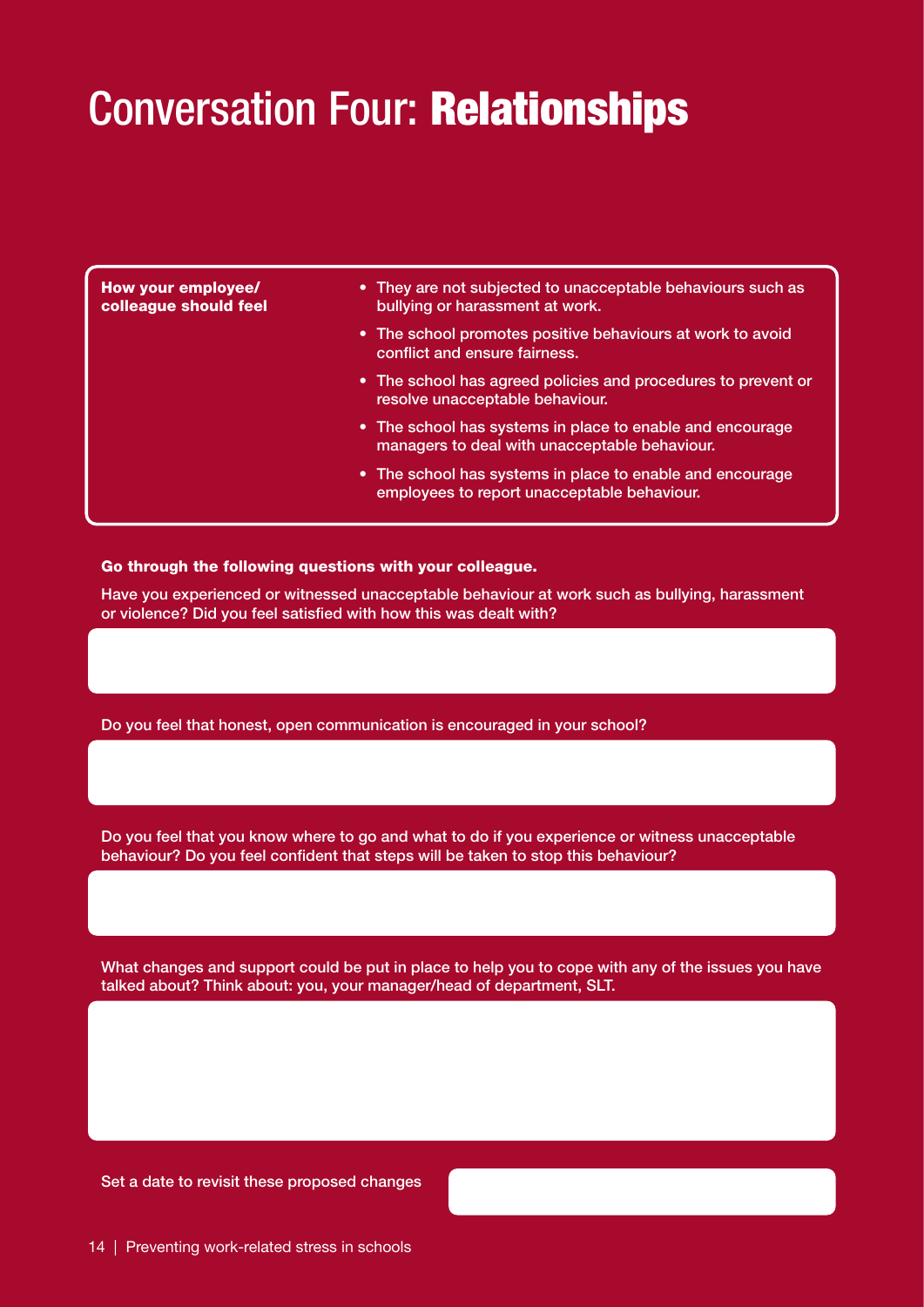# Conversation Four: **Relationships**

| **How your employee/ colleague should feel** | |
|---|---|
| | • They are not subjected to unacceptable behaviours such as bullying or harassment at work. |
| | • The school promotes positive behaviours at work to avoid conflict and ensure fairness. |
| | • The school has agreed policies and procedures to prevent or resolve unacceptable behaviour. |
| | • The school has systems in place to enable and encourage managers to deal with unacceptable behaviour. |
| | • The school has systems in place to enable and encourage employees to report unacceptable behaviour. |

**Go through the following questions with your colleague.**

Have you experienced or witnessed unacceptable behaviour at work such as bullying, harassment or violence? Did you feel satisfied with how this was dealt with?

Do you feel that honest, open communication is encouraged in your school?

Do you feel that you know where to go and what to do if you experience or witness unacceptable behaviour? Do you feel confident that steps will be taken to stop this behaviour?

What changes and support could be put in place to help you to cope with any of the issues you have talked about? Think about: you, your manager/head of department, SLT.

Set a date to revisit these proposed changes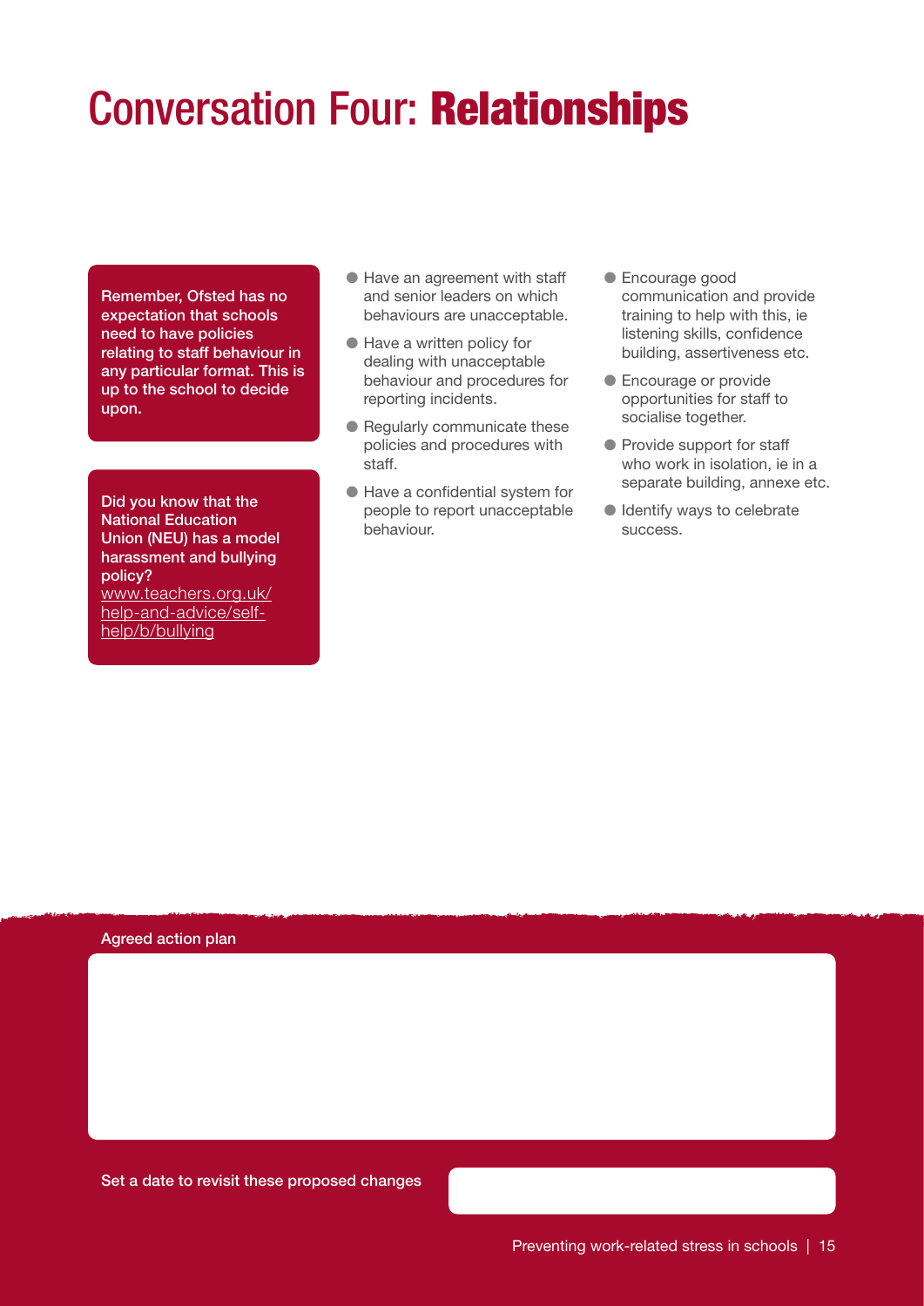# Conversation Four: **Relationships**

**Remember, Ofsted has no expectation that schools need to have policies relating to staff behaviour in any particular format. This is up to the school to decide upon.**

**Did you know that the National Education Union (NEU) has a model harassment and bullying policy?**
[www.teachers.org.uk/help-and-advice/self-help/b/bullying](http://www.teachers.org.uk/help-and-advice/self-help/b/bullying)

- Have an agreement with staff and senior leaders on which behaviours are unacceptable.
- Have a written policy for dealing with unacceptable behaviour and procedures for reporting incidents.
- Regularly communicate these policies and procedures with staff.
- Have a confidential system for people to report unacceptable behaviour.
- Encourage good communication and provide training to help with this, ie listening skills, confidence building, assertiveness etc.
- Encourage or provide opportunities for staff to socialise together.
- Provide support for staff who work in isolation, ie in a separate building, annexe etc.
- Identify ways to celebrate success.

**Agreed action plan**

**Set a date to revisit these proposed changes**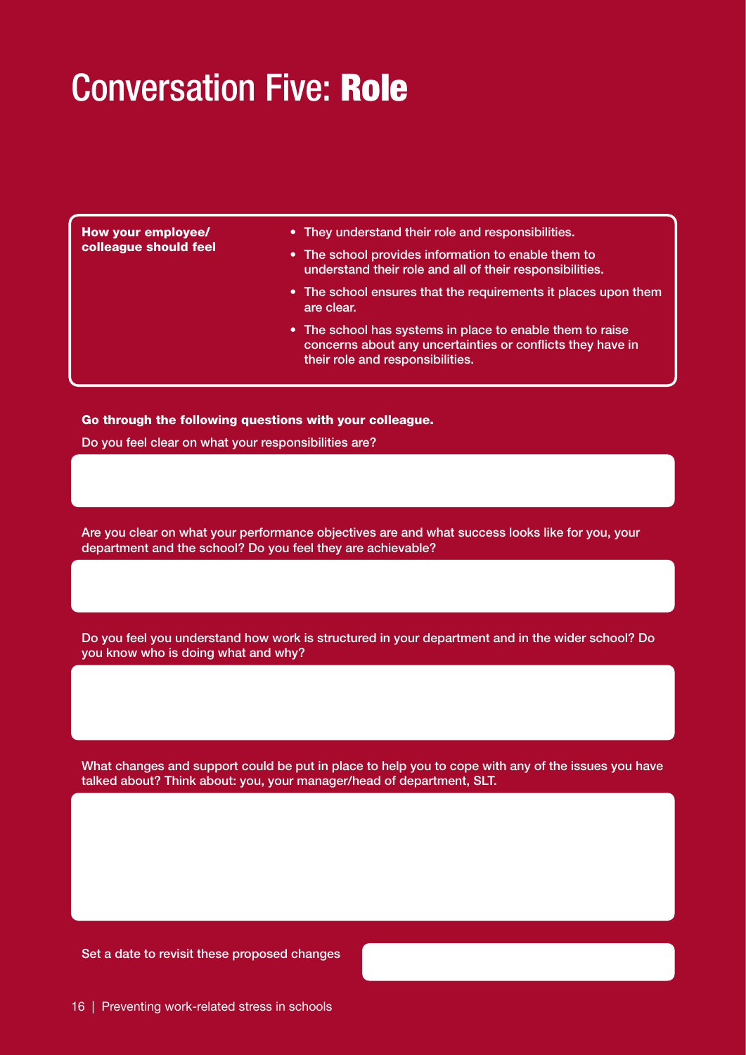# Conversation Five: **Role**

| How your employee/ colleague should feel | |
|---|---|
| | • They understand their role and responsibilities.<br>• The school provides information to enable them to understand their role and all of their responsibilities.<br>• The school ensures that the requirements it places upon them are clear.<br>• The school has systems in place to enable them to raise concerns about any uncertainties or conflicts they have in their role and responsibilities. |

**Go through the following questions with your colleague.**

Do you feel clear on what your responsibilities are?

Are you clear on what your performance objectives are and what success looks like for you, your department and the school? Do you feel they are achievable?

Do you feel you understand how work is structured in your department and in the wider school? Do you know who is doing what and why?

What changes and support could be put in place to help you to cope with any of the issues you have talked about? Think about: you, your manager/head of department, SLT.

Set a date to revisit these proposed changes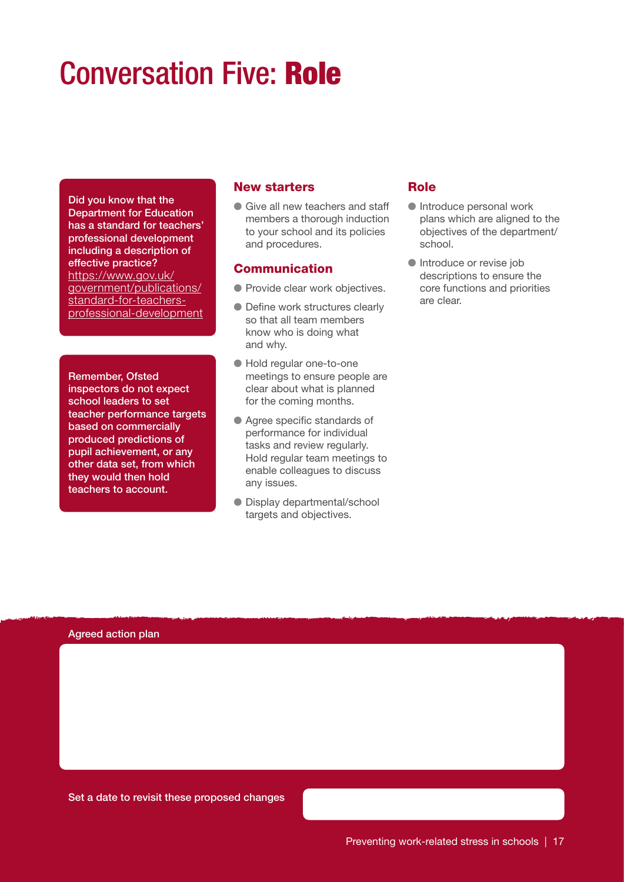# Conversation Five: **Role**

**Did you know that the Department for Education has a standard for teachers' professional development including a description of effective practice?** https://www.gov.uk/government/publications/standard-for-teachers-professional-development

**Remember, Ofsted inspectors do not expect school leaders to set teacher performance targets based on commercially produced predictions of pupil achievement, or any other data set, from which they would then hold teachers to account.**

## New starters

- Give all new teachers and staff members a thorough induction to your school and its policies and procedures.

## Communication

- Provide clear work objectives.
- Define work structures clearly so that all team members know who is doing what and why.
- Hold regular one-to-one meetings to ensure people are clear about what is planned for the coming months.
- Agree specific standards of performance for individual tasks and review regularly. Hold regular team meetings to enable colleagues to discuss any issues.
- Display departmental/school targets and objectives.

## Role

- Introduce personal work plans which are aligned to the objectives of the department/school.
- Introduce or revise job descriptions to ensure the core functions and priorities are clear.

Agreed action plan

Set a date to revisit these proposed changes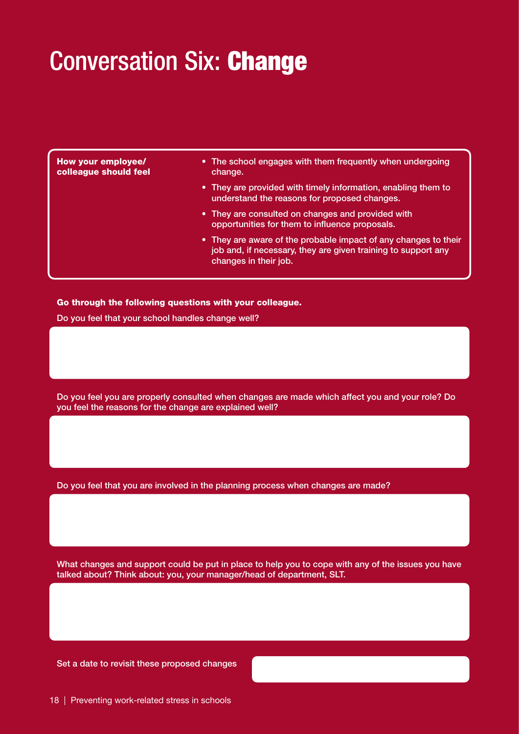# Conversation Six: **Change**

| How your employee/ colleague should feel | |
|---|---|
| | • The school engages with them frequently when undergoing change.<br>• They are provided with timely information, enabling them to understand the reasons for proposed changes.<br>• They are consulted on changes and provided with opportunities for them to influence proposals.<br>• They are aware of the probable impact of any changes to their job and, if necessary, they are given training to support any changes in their job. |

**Go through the following questions with your colleague.**

Do you feel that your school handles change well?

Do you feel you are properly consulted when changes are made which affect you and your role? Do you feel the reasons for the change are explained well?

Do you feel that you are involved in the planning process when changes are made?

What changes and support could be put in place to help you to cope with any of the issues you have talked about? Think about: you, your manager/head of department, SLT.

Set a date to revisit these proposed changes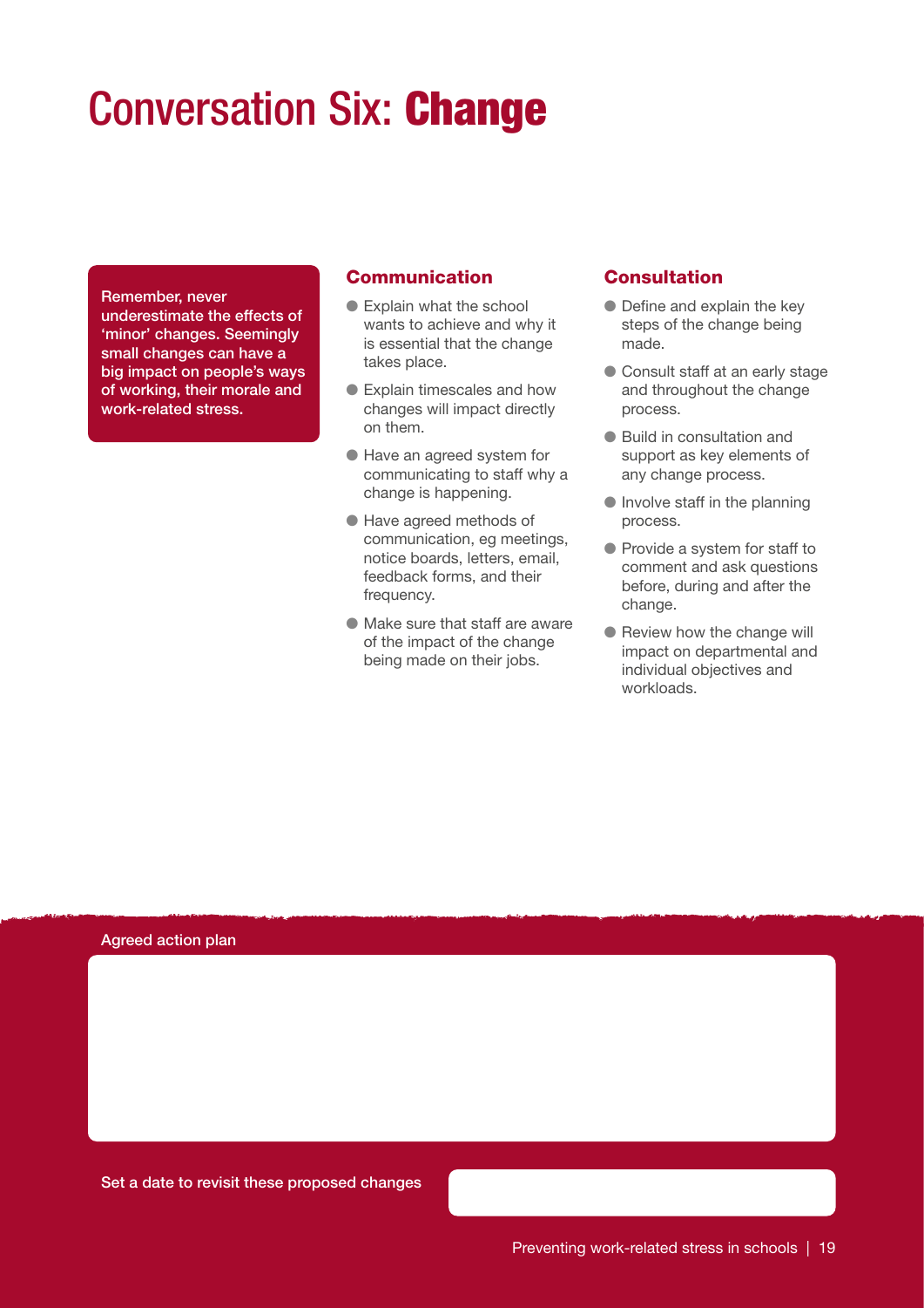# Conversation Six: **Change**

**Remember, never underestimate the effects of 'minor' changes. Seemingly small changes can have a big impact on people's ways of working, their morale and work-related stress.**

### Communication

- Explain what the school wants to achieve and why it is essential that the change takes place.
- Explain timescales and how changes will impact directly on them.
- Have an agreed system for communicating to staff why a change is happening.
- Have agreed methods of communication, eg meetings, notice boards, letters, email, feedback forms, and their frequency.
- Make sure that staff are aware of the impact of the change being made on their jobs.

### Consultation

- Define and explain the key steps of the change being made.
- Consult staff at an early stage and throughout the change process.
- Build in consultation and support as key elements of any change process.
- Involve staff in the planning process.
- Provide a system for staff to comment and ask questions before, during and after the change.
- Review how the change will impact on departmental and individual objectives and workloads.

Agreed action plan

Set a date to revisit these proposed changes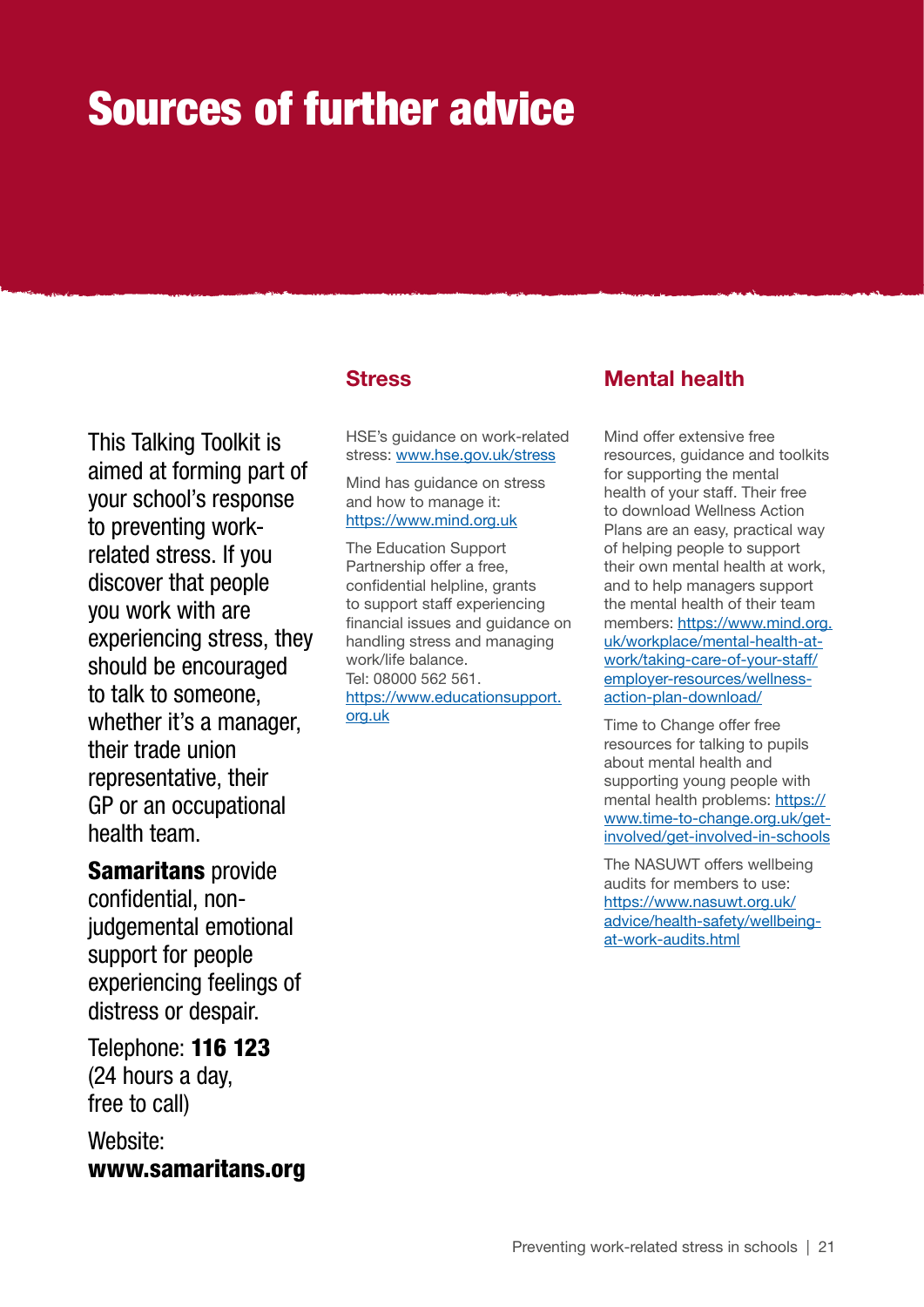# Sources of further advice

This Talking Toolkit is aimed at forming part of your school's response to preventing work-related stress. If you discover that people you work with are experiencing stress, they should be encouraged to talk to someone, whether it's a manager, their trade union representative, their GP or an occupational health team.

**Samaritans** provide confidential, non-judgemental emotional support for people experiencing feelings of distress or despair.

Telephone: **116 123** (24 hours a day, free to call)

Website: **www.samaritans.org**

## Stress

HSE's guidance on work-related stress: www.hse.gov.uk/stress

Mind has guidance on stress and how to manage it: https://www.mind.org.uk

The Education Support Partnership offer a free, confidential helpline, grants to support staff experiencing financial issues and guidance on handling stress and managing work/life balance.
Tel: 08000 562 561.
https://www.educationsupport.org.uk

## Mental health

Mind offer extensive free resources, guidance and toolkits for supporting the mental health of your staff. Their free to download Wellness Action Plans are an easy, practical way of helping people to support their own mental health at work, and to help managers support the mental health of their team members: https://www.mind.org.uk/workplace/mental-health-at-work/taking-care-of-your-staff/employer-resources/wellness-action-plan-download/

Time to Change offer free resources for talking to pupils about mental health and supporting young people with mental health problems: https://www.time-to-change.org.uk/get-involved/get-involved-in-schools

The NASUWT offers wellbeing audits for members to use: https://www.nasuwt.org.uk/advice/health-safety/wellbeing-at-work-audits.html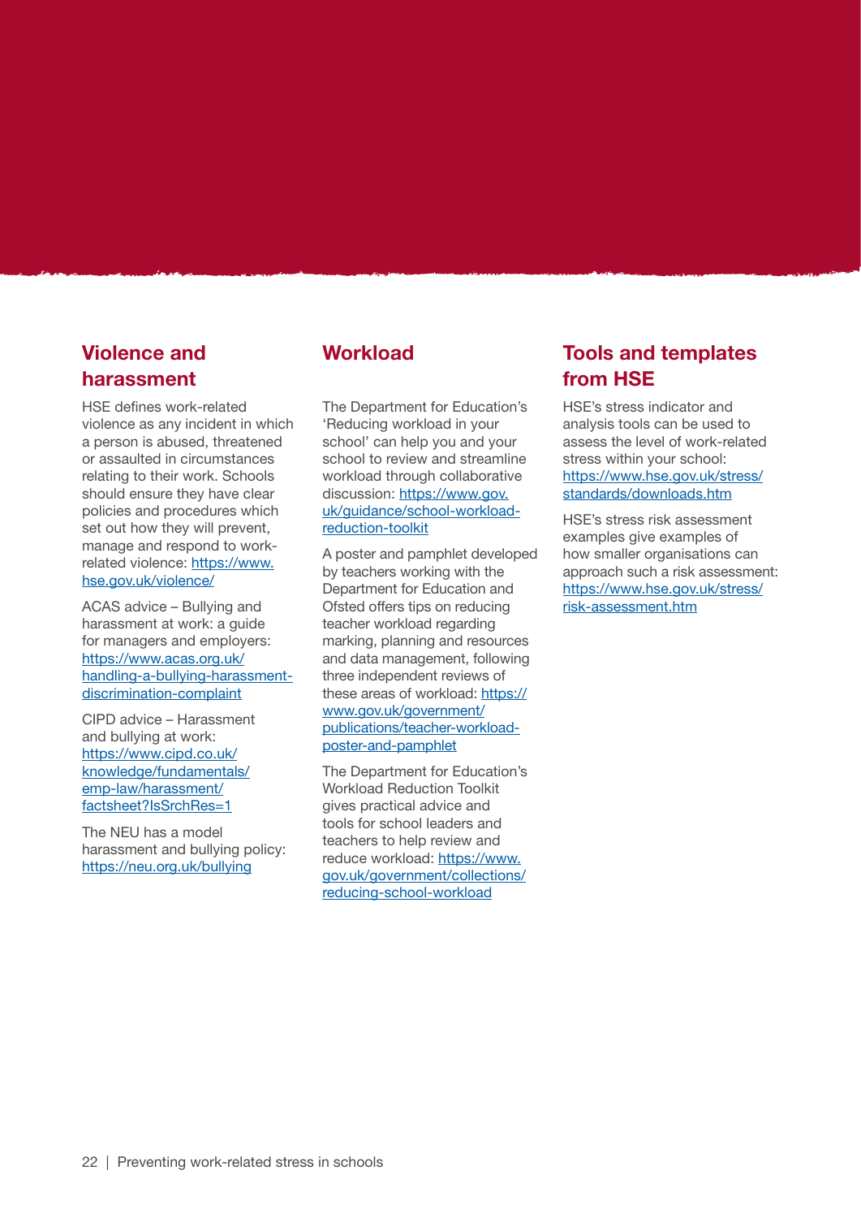## Violence and harassment

HSE defines work-related violence as any incident in which a person is abused, threatened or assaulted in circumstances relating to their work. Schools should ensure they have clear policies and procedures which set out how they will prevent, manage and respond to work-related violence: https://www.hse.gov.uk/violence/

ACAS advice – Bullying and harassment at work: a guide for managers and employers: https://www.acas.org.uk/handling-a-bullying-harassment-discrimination-complaint

CIPD advice – Harassment and bullying at work: https://www.cipd.co.uk/knowledge/fundamentals/emp-law/harassment/factsheet?IsSrchRes=1

The NEU has a model harassment and bullying policy: https://neu.org.uk/bullying

## Workload

The Department for Education's 'Reducing workload in your school' can help you and your school to review and streamline workload through collaborative discussion: https://www.gov.uk/guidance/school-workload-reduction-toolkit

A poster and pamphlet developed by teachers working with the Department for Education and Ofsted offers tips on reducing teacher workload regarding marking, planning and resources and data management, following three independent reviews of these areas of workload: https://www.gov.uk/government/publications/teacher-workload-poster-and-pamphlet

The Department for Education's Workload Reduction Toolkit gives practical advice and tools for school leaders and teachers to help review and reduce workload: https://www.gov.uk/government/collections/reducing-school-workload

## Tools and templates from HSE

HSE's stress indicator and analysis tools can be used to assess the level of work-related stress within your school: https://www.hse.gov.uk/stress/standards/downloads.htm

HSE's stress risk assessment examples give examples of how smaller organisations can approach such a risk assessment: https://www.hse.gov.uk/stress/risk-assessment.htm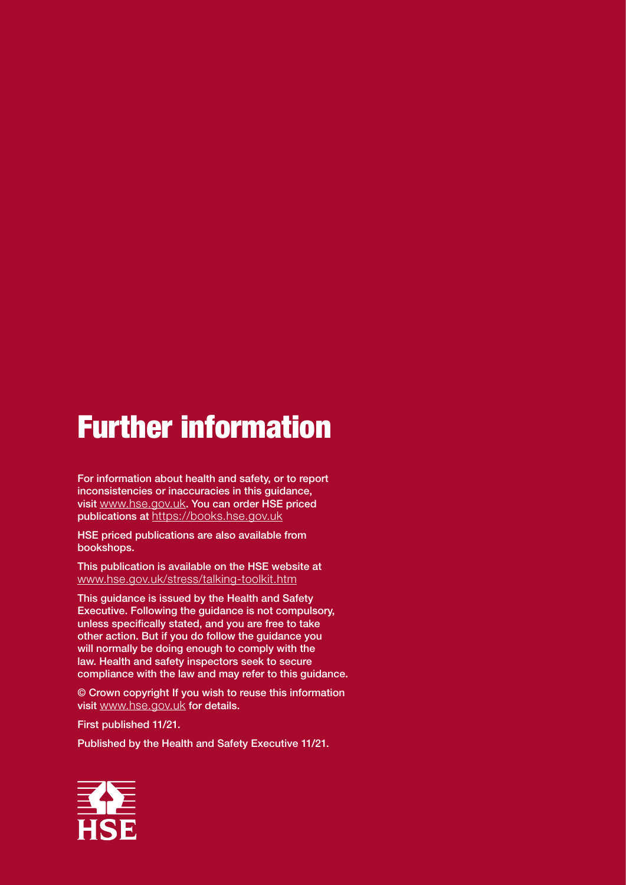# Further information

For information about health and safety, or to report inconsistencies or inaccuracies in this guidance, visit www.hse.gov.uk. You can order HSE priced publications at https://books.hse.gov.uk

HSE priced publications are also available from bookshops.

This publication is available on the HSE website at www.hse.gov.uk/stress/talking-toolkit.htm

This guidance is issued by the Health and Safety Executive. Following the guidance is not compulsory, unless specifically stated, and you are free to take other action. But if you do follow the guidance you will normally be doing enough to comply with the law. Health and safety inspectors seek to secure compliance with the law and may refer to this guidance.

© Crown copyright If you wish to reuse this information visit www.hse.gov.uk for details.

First published 11/21.

Published by the Health and Safety Executive 11/21.

HSE